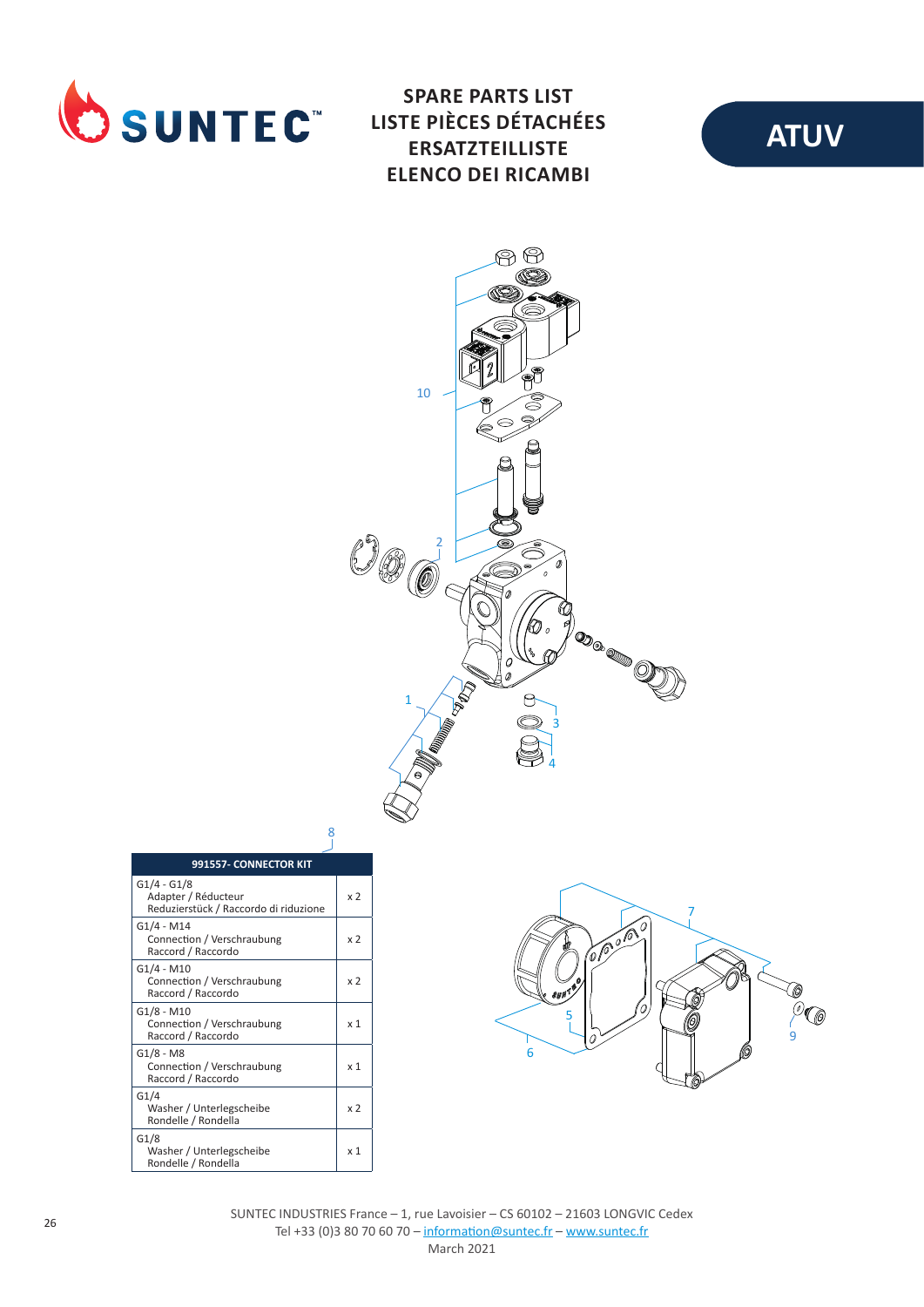# SPARE PARTS LIST
# LISTE PIÈCES DÉTACHÉES
# ERSATZTEILLISTE
# ELENCO DEI RICAMBI

## ATUV

10

2

1

3

4

8

7

5

6

9

| 991557- CONNECTOR KIT | |
|---|---|
| G1/4 - G1/8<br>Adapter / Réducteur<br>Reduzierstück / Raccordo di riduzione | x 2 |
| G1/4 - M14<br>Connection / Verschraubung<br>Raccord / Raccordo | x 2 |
| G1/4 - M10<br>Connection / Verschraubung<br>Raccord / Raccordo | x 2 |
| G1/8 - M10<br>Connection / Verschraubung<br>Raccord / Raccordo | x 1 |
| G1/8 - M8<br>Connection / Verschraubung<br>Raccord / Raccordo | x 1 |
| G1/4<br>Washer / Unterlegscheibe<br>Rondelle / Rondella | x 2 |
| G1/8<br>Washer / Unterlegscheibe<br>Rondelle / Rondella | x 1 |

SUNTEC INDUSTRIES France – 1, rue Lavoisier – CS 60102 – 21603 LONGVIC Cedex
Tel +33 (0)3 80 70 60 70 – information@suntec.fr – www.suntec.fr
March 2021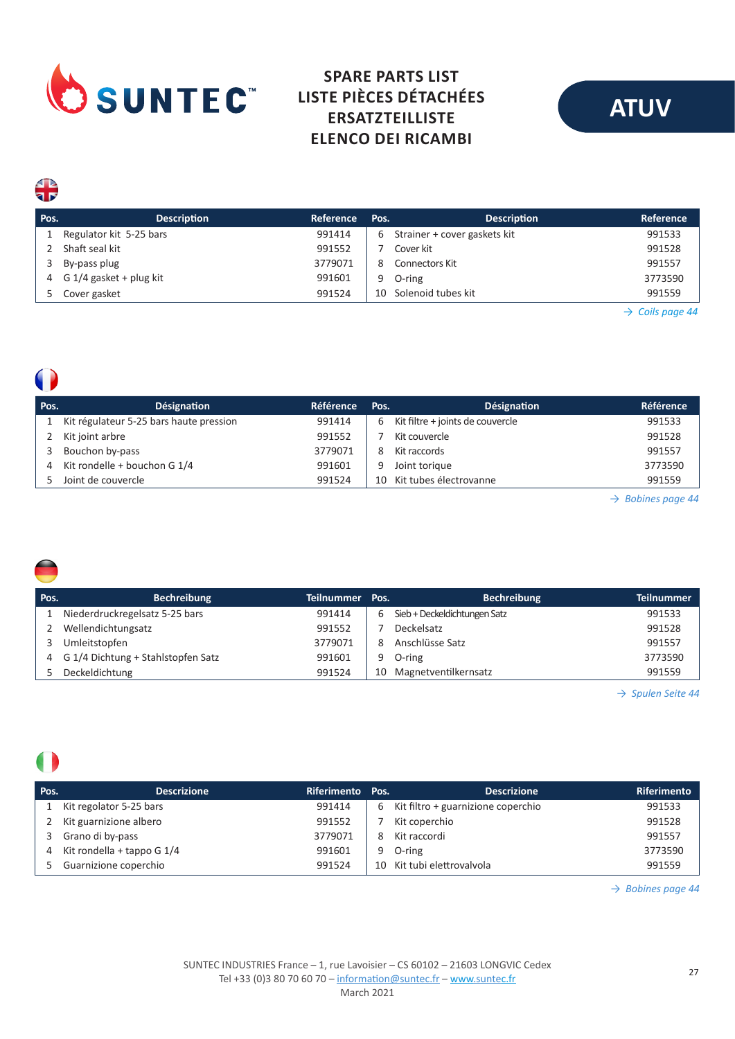# SPARE PARTS LIST
# LISTE PIÈCES DÉTACHÉES
# ERSATZTEILLISTE
# ELENCO DEI RICAMBI

## ATUV

| Pos. | Description | Reference | Pos. | Description | Reference |
|---|---|---|---|---|---|
| 1 | Regulator kit 5-25 bars | 991414 | 6 | Strainer + cover gaskets kit | 991533 |
| 2 | Shaft seal kit | 991552 | 7 | Cover kit | 991528 |
| 3 | By-pass plug | 3779071 | 8 | Connectors Kit | 991557 |
| 4 | G 1/4 gasket + plug kit | 991601 | 9 | O-ring | 3773590 |
| 5 | Cover gasket | 991524 | 10 | Solenoid tubes kit | 991559 |

*→ Coils page 44*

| Pos. | Désignation | Référence | Pos. | Désignation | Référence |
|---|---|---|---|---|---|
| 1 | Kit régulateur 5-25 bars haute pression | 991414 | 6 | Kit filtre + joints de couvercle | 991533 |
| 2 | Kit joint arbre | 991552 | 7 | Kit couvercle | 991528 |
| 3 | Bouchon by-pass | 3779071 | 8 | Kit raccords | 991557 |
| 4 | Kit rondelle + bouchon G 1/4 | 991601 | 9 | Joint torique | 3773590 |
| 5 | Joint de couvercle | 991524 | 10 | Kit tubes électrovanne | 991559 |

*→ Bobines page 44*

| Pos. | Bechreibung | Teilnummer | Pos. | Bechreibung | Teilnummer |
|---|---|---|---|---|---|
| 1 | Niederdruckregelsatz 5-25 bars | 991414 | 6 | Sieb + Deckeldichtungen Satz | 991533 |
| 2 | Wellendichtungsatz | 991552 | 7 | Deckelsatz | 991528 |
| 3 | Umleitstopfen | 3779071 | 8 | Anschlüsse Satz | 991557 |
| 4 | G 1/4 Dichtung + Stahlstopfen Satz | 991601 | 9 | O-ring | 3773590 |
| 5 | Deckeldichtung | 991524 | 10 | Magnetventilkernsatz | 991559 |

*→ Spulen Seite 44*

| Pos. | Descrizione | Riferimento | Pos. | Descrizione | Riferimento |
|---|---|---|---|---|---|
| 1 | Kit regolator 5-25 bars | 991414 | 6 | Kit filtro + guarnizione coperchio | 991533 |
| 2 | Kit guarnizione albero | 991552 | 7 | Kit coperchio | 991528 |
| 3 | Grano di by-pass | 3779071 | 8 | Kit raccordi | 991557 |
| 4 | Kit rondella + tappo G 1/4 | 991601 | 9 | O-ring | 3773590 |
| 5 | Guarnizione coperchio | 991524 | 10 | Kit tubi elettrovalvola | 991559 |

*→ Bobines page 44*

SUNTEC INDUSTRIES France – 1, rue Lavoisier – CS 60102 – 21603 LONGVIC Cedex
Tel +33 (0)3 80 70 60 70 – information@suntec.fr – www.suntec.fr
March 2021